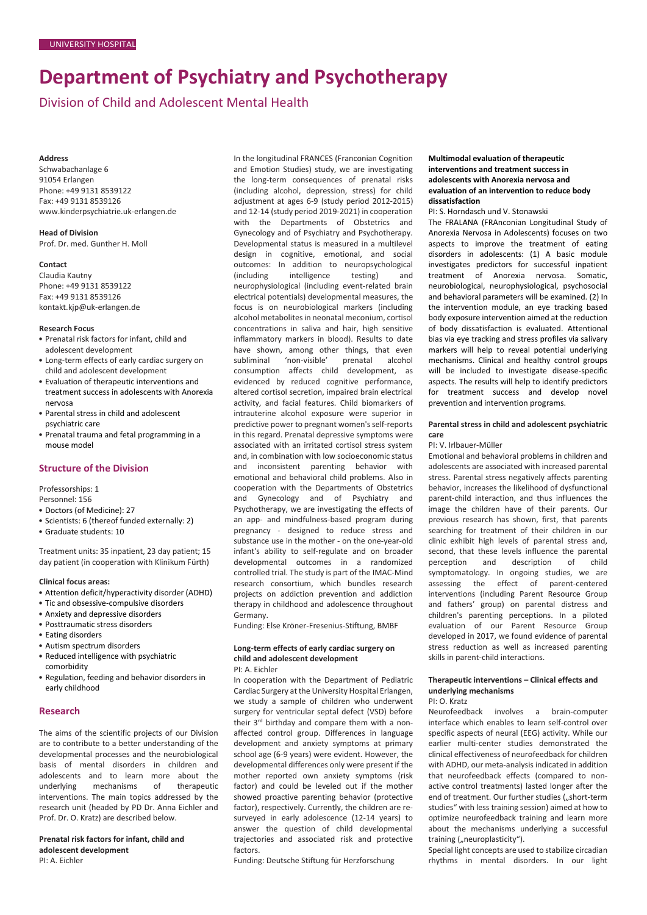UNIVERSITY HOSPITAL

# Department of Psychiatry and Psychotherapy

## Division of Child and Adolescent Mental Health

**Address**
Schwabachanlage 6
91054 Erlangen
Phone: +49 9131 8539122
Fax: +49 9131 8539126
www.kinderpsychiatrie.uk-erlangen.de

**Head of Division**
Prof. Dr. med. Gunther H. Moll

**Contact**
Claudia Kautny
Phone: +49 9131 8539122
Fax: +49 9131 8539126
kontakt.kjp@uk-erlangen.de

**Research Focus**

- Prenatal risk factors for infant, child and adolescent development
- Long-term effects of early cardiac surgery on child and adolescent development
- Evaluation of therapeutic interventions and treatment success in adolescents with Anorexia nervosa
- Parental stress in child and adolescent psychiatric care
- Prenatal trauma and fetal programming in a mouse model

### Structure of the Division

Professorships: 1
Personnel: 156

- Doctors (of Medicine): 27
- Scientists: 6 (thereof funded externally: 2)
- Graduate students: 10

Treatment units: 35 inpatient, 23 day patient; 15 day patient (in cooperation with Klinikum Fürth)

**Clinical focus areas:**

- Attention deficit/hyperactivity disorder (ADHD)
- Tic and obsessive-compulsive disorders
- Anxiety and depressive disorders
- Posttraumatic stress disorders
- Eating disorders
- Autism spectrum disorders
- Reduced intelligence with psychiatric comorbidity
- Regulation, feeding and behavior disorders in early childhood

### Research

The aims of the scientific projects of our Division are to contribute to a better understanding of the developmental processes and the neurobiological basis of mental disorders in children and adolescents and to learn more about the underlying mechanisms of therapeutic interventions. The main topics addressed by the research unit (headed by PD Dr. Anna Eichler and Prof. Dr. O. Kratz) are described below.

**Prenatal risk factors for infant, child and adolescent development**
PI: A. Eichler

In the longitudinal FRANCES (Franconian Cognition and Emotion Studies) study, we are investigating the long-term consequences of prenatal risks (including alcohol, depression, stress) for child adjustment at ages 6-9 (study period 2012-2015) and 12-14 (study period 2019-2021) in cooperation with the Departments of Obstetrics and Gynecology and of Psychiatry and Psychotherapy. Developmental status is measured in a multilevel design in cognitive, emotional, and social outcomes: In addition to neuropsychological (including intelligence testing) and neurophysiological (including event-related brain electrical potentials) developmental measures, the focus is on neurobiological markers (including alcohol metabolites in neonatal meconium, cortisol concentrations in saliva and hair, high sensitive inflammatory markers in blood). Results to date have shown, among other things, that even subliminal 'non-visible' prenatal alcohol consumption affects child development, as evidenced by reduced cognitive performance, altered cortisol secretion, impaired brain electrical activity, and facial features. Child biomarkers of intrauterine alcohol exposure were superior in predictive power to pregnant women's self-reports in this regard. Prenatal depressive symptoms were associated with an irritated cortisol stress system and, in combination with low socioeconomic status and inconsistent parenting behavior with emotional and behavioral child problems. Also in cooperation with the Departments of Obstetrics and Gynecology and of Psychiatry and Psychotherapy, we are investigating the effects of an app- and mindfulness-based program during pregnancy - designed to reduce stress and substance use in the mother - on the one-year-old infant's ability to self-regulate and on broader developmental outcomes in a randomized controlled trial. The study is part of the IMAC-Mind research consortium, which bundles research projects on addiction prevention and addiction therapy in childhood and adolescence throughout Germany.
Funding: Else Kröner-Fresenius-Stiftung, BMBF

**Long-term effects of early cardiac surgery on child and adolescent development**
PI: A. Eichler

In cooperation with the Department of Pediatric Cardiac Surgery at the University Hospital Erlangen, we study a sample of children who underwent surgery for ventricular septal defect (VSD) before their 3rd birthday and compare them with a non-affected control group. Differences in language development and anxiety symptoms at primary school age (6-9 years) were evident. However, the developmental differences only were present if the mother reported own anxiety symptoms (risk factor) and could be leveled out if the mother showed proactive parenting behavior (protective factor), respectively. Currently, the children are re-surveyed in early adolescence (12-14 years) to answer the question of child developmental trajectories and associated risk and protective factors.
Funding: Deutsche Stiftung für Herzforschung

**Multimodal evaluation of therapeutic interventions and treatment success in adolescents with Anorexia nervosa and evaluation of an intervention to reduce body dissatisfaction**
PI: S. Horndasch und V. Stonawski

The FRALANA (FRAnconian Longitudinal Study of Anorexia Nervosa in Adolescents) focuses on two aspects to improve the treatment of eating disorders in adolescents: (1) A basic module investigates predictors for successful inpatient treatment of Anorexia nervosa. Somatic, neurobiological, neurophysiological, psychosocial and behavioral parameters will be examined. (2) In the intervention module, an eye tracking based body exposure intervention aimed at the reduction of body dissatisfaction is evaluated. Attentional bias via eye tracking and stress profiles via salivary markers will help to reveal potential underlying mechanisms. Clinical and healthy control groups will be included to investigate disease-specific aspects. The results will help to identify predictors for treatment success and develop novel prevention and intervention programs.

**Parental stress in child and adolescent psychiatric care**
PI: V. Irlbauer-Müller

Emotional and behavioral problems in children and adolescents are associated with increased parental stress. Parental stress negatively affects parenting behavior, increases the likelihood of dysfunctional parent-child interaction, and thus influences the image the children have of their parents. Our previous research has shown, first, that parents searching for treatment of their children in our clinic exhibit high levels of parental stress and, second, that these levels influence the parental perception and description of child symptomatology. In ongoing studies, we are assessing the effect of parent-centered interventions (including Parent Resource Group and fathers' group) on parental distress and children's parenting perceptions. In a piloted evaluation of our Parent Resource Group developed in 2017, we found evidence of parental stress reduction as well as increased parenting skills in parent-child interactions.

**Therapeutic interventions – Clinical effects and underlying mechanisms**
PI: O. Kratz

Neurofeedback involves a brain-computer interface which enables to learn self-control over specific aspects of neural (EEG) activity. While our earlier multi-center studies demonstrated the clinical effectiveness of neurofeedback for children with ADHD, our meta-analysis indicated in addition that neurofeedback effects (compared to non-active control treatments) lasted longer after the end of treatment. Our further studies („short-term studies" with less training session) aimed at how to optimize neurofeedback training and learn more about the mechanisms underlying a successful training („neuroplasticity").

Special light concepts are used to stabilize circadian rhythms in mental disorders. In our light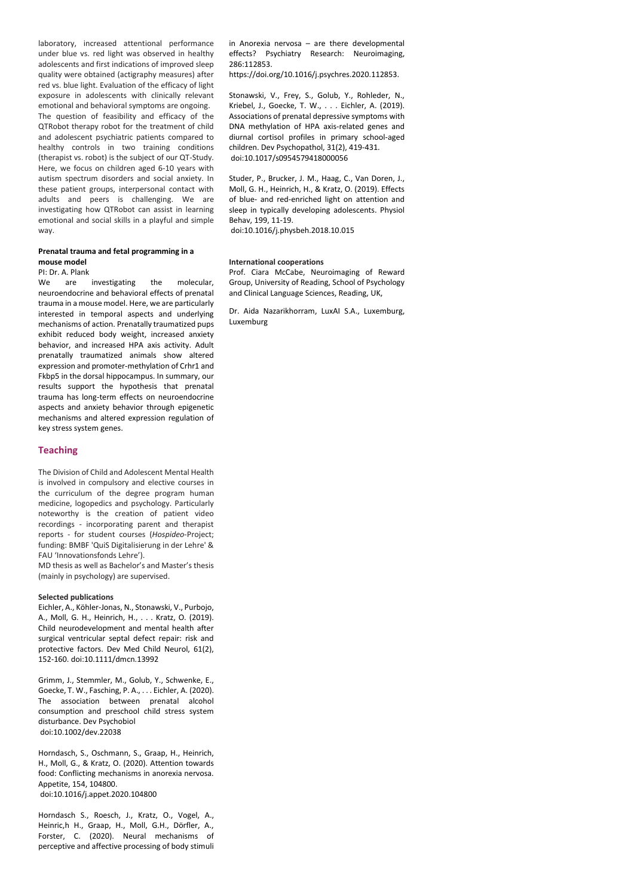laboratory, increased attentional performance under blue vs. red light was observed in healthy adolescents and first indications of improved sleep quality were obtained (actigraphy measures) after red vs. blue light. Evaluation of the efficacy of light exposure in adolescents with clinically relevant emotional and behavioral symptoms are ongoing.

The question of feasibility and efficacy of the QTRobot therapy robot for the treatment of child and adolescent psychiatric patients compared to healthy controls in two training conditions (therapist vs. robot) is the subject of our QT-Study. Here, we focus on children aged 6-10 years with autism spectrum disorders and social anxiety. In these patient groups, interpersonal contact with adults and peers is challenging. We are investigating how QTRobot can assist in learning emotional and social skills in a playful and simple way.

**Prenatal trauma and fetal programming in a mouse model**

PI: Dr. A. Plank

We are investigating the molecular, neuroendocrine and behavioral effects of prenatal trauma in a mouse model. Here, we are particularly interested in temporal aspects and underlying mechanisms of action. Prenatally traumatized pups exhibit reduced body weight, increased anxiety behavior, and increased HPA axis activity. Adult prenatally traumatized animals show altered expression and promoter-methylation of Crhr1 and Fkbp5 in the dorsal hippocampus. In summary, our results support the hypothesis that prenatal trauma has long-term effects on neuroendocrine aspects and anxiety behavior through epigenetic mechanisms and altered expression regulation of key stress system genes.

## Teaching

The Division of Child and Adolescent Mental Health is involved in compulsory and elective courses in the curriculum of the degree program human medicine, logopedics and psychology. Particularly noteworthy is the creation of patient video recordings - incorporating parent and therapist reports - for student courses (*Hospideo*-Project; funding: BMBF 'QuiS Digitalisierung in der Lehre' & FAU 'Innovationsfonds Lehre').

MD thesis as well as Bachelor's and Master's thesis (mainly in psychology) are supervised.

**Selected publications**

Eichler, A., Köhler-Jonas, N., Stonawski, V., Purbojo, A., Moll, G. H., Heinrich, H., . . . Kratz, O. (2019). Child neurodevelopment and mental health after surgical ventricular septal defect repair: risk and protective factors. Dev Med Child Neurol, 61(2), 152-160. doi:10.1111/dmcn.13992

Grimm, J., Stemmler, M., Golub, Y., Schwenke, E., Goecke, T. W., Fasching, P. A., . . . Eichler, A. (2020). The association between prenatal alcohol consumption and preschool child stress system disturbance. Dev Psychobiol doi:10.1002/dev.22038

Horndasch, S., Oschmann, S., Graap, H., Heinrich, H., Moll, G., & Kratz, O. (2020). Attention towards food: Conflicting mechanisms in anorexia nervosa. Appetite, 154, 104800. doi:10.1016/j.appet.2020.104800

Horndasch S., Roesch, J., Kratz, O., Vogel, A., Heinric,h H., Graap, H., Moll, G.H., Dörfler, A., Forster, C. (2020). Neural mechanisms of perceptive and affective processing of body stimuli in Anorexia nervosa – are there developmental effects? Psychiatry Research: Neuroimaging, 286:112853. https://doi.org/10.1016/j.psychres.2020.112853.

Stonawski, V., Frey, S., Golub, Y., Rohleder, N., Kriebel, J., Goecke, T. W., . . . Eichler, A. (2019). Associations of prenatal depressive symptoms with DNA methylation of HPA axis-related genes and diurnal cortisol profiles in primary school-aged children. Dev Psychopathol, 31(2), 419-431. doi:10.1017/s0954579418000056

Studer, P., Brucker, J. M., Haag, C., Van Doren, J., Moll, G. H., Heinrich, H., & Kratz, O. (2019). Effects of blue- and red-enriched light on attention and sleep in typically developing adolescents. Physiol Behav, 199, 11-19. doi:10.1016/j.physbeh.2018.10.015

**International cooperations**

Prof. Ciara McCabe, Neuroimaging of Reward Group, University of Reading, School of Psychology and Clinical Language Sciences, Reading, UK,

Dr. Aida Nazarikhorram, LuxAI S.A., Luxemburg, Luxemburg